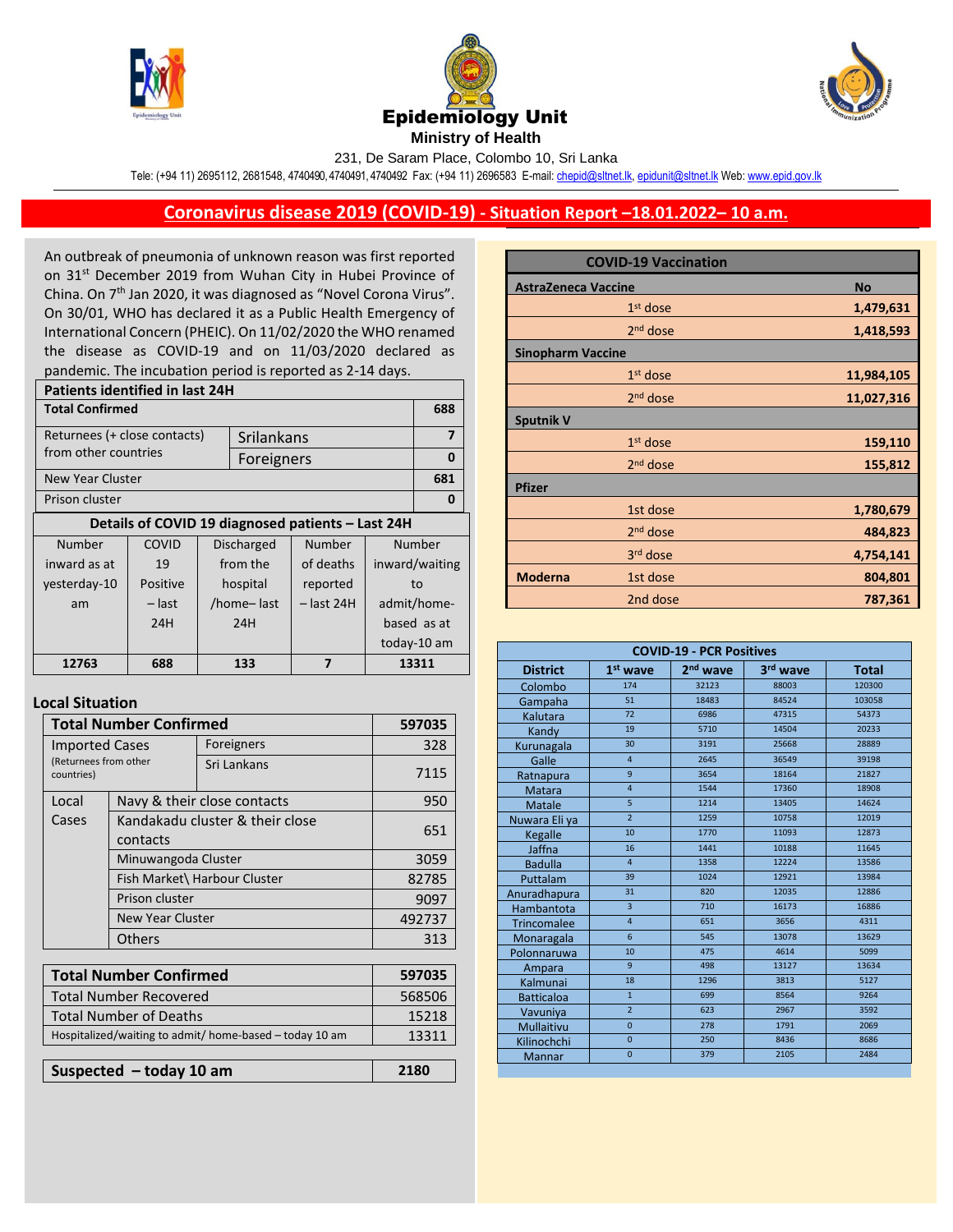# Epidemiology Unit

**Ministry of Health**

231, De Saram Place, Colombo 10, Sri Lanka

Tele: (+94 11) 2695112, 2681548, 4740490, 4740491, 4740492 Fax: (+94 11) 2696583 E-mail: chepid@sltnet.lk, epidunit@sltnet.lk Web: www.epid.gov.lk

## Coronavirus disease 2019 (COVID-19) - Situation Report –18.01.2022– 10 a.m.

An outbreak of pneumonia of unknown reason was first reported on 31st December 2019 from Wuhan City in Hubei Province of China. On 7th Jan 2020, it was diagnosed as "Novel Corona Virus". On 30/01, WHO has declared it as a Public Health Emergency of International Concern (PHEIC). On 11/02/2020 the WHO renamed the disease as COVID-19 and on 11/03/2020 declared as pandemic. The incubation period is reported as 2-14 days.

| **Patients identified in last 24H** | | |
|---|---|---|
| **Total Confirmed** | | **688** |
| Returnees (+ close contacts) from other countries | Srilankans | **7** |
| | Foreigners | **0** |
| New Year Cluster | | **681** |
| Prison cluster | | **0** |

| **Details of COVID 19 diagnosed patients – Last 24H** | | | | |
|---|---|---|---|---|
| Number inward as at yesterday-10 am | COVID 19 Positive – last 24H | Discharged from the hospital /home– last 24H | Number of deaths reported – last 24H | Number inward/waiting to admit/home-based as at today-10 am |
| **12763** | **688** | **133** | **7** | **13311** |

### Local Situation

| **Total Number Confirmed** | | **597035** |
|---|---|---|
| Imported Cases (Returnees from other countries) | Foreigners | 328 |
| | Sri Lankans | 7115 |
| Local Cases | Navy & their close contacts | 950 |
| | Kandakadu cluster & their close contacts | 651 |
| | Minuwangoda Cluster | 3059 |
| | Fish Market\ Harbour Cluster | 82785 |
| | Prison cluster | 9097 |
| | New Year Cluster | 492737 |
| | Others | 313 |

| **Total Number Confirmed** | **597035** |
|---|---|
| Total Number Recovered | 568506 |
| Total Number of Deaths | 15218 |
| Hospitalized/waiting to admit/ home-based – today 10 am | 13311 |

| **Suspected – today 10 am** | **2180** |
|---|---|

| **COVID-19 Vaccination** | | |
|---|---|---|
| **AstraZeneca Vaccine** | | **No** |
| | 1st dose | **1,479,631** |
| | 2nd dose | **1,418,593** |
| **Sinopharm Vaccine** | | |
| | 1st dose | **11,984,105** |
| | 2nd dose | **11,027,316** |
| **Sputnik V** | | |
| | 1st dose | **159,110** |
| | 2nd dose | **155,812** |
| **Pfizer** | | |
| | 1st dose | **1,780,679** |
| | 2nd dose | **484,823** |
| | 3rd dose | **4,754,141** |
| **Moderna** | 1st dose | **804,801** |
| | 2nd dose | **787,361** |

| **COVID-19 - PCR Positives** | | | | |
|---|---|---|---|---|
| **District** | **1st wave** | **2nd wave** | **3rd wave** | **Total** |
| Colombo | 174 | 32123 | 88003 | 120300 |
| Gampaha | 51 | 18483 | 84524 | 103058 |
| Kalutara | 72 | 6986 | 47315 | 54373 |
| Kandy | 19 | 5710 | 14504 | 20233 |
| Kurunagala | 30 | 3191 | 25668 | 28889 |
| Galle | 4 | 2645 | 36549 | 39198 |
| Ratnapura | 9 | 3654 | 18164 | 21827 |
| Matara | 4 | 1544 | 17360 | 18908 |
| Matale | 5 | 1214 | 13405 | 14624 |
| Nuwara Eli ya | 2 | 1259 | 10758 | 12019 |
| Kegalle | 10 | 1770 | 11093 | 12873 |
| Jaffna | 16 | 1441 | 10188 | 11645 |
| Badulla | 4 | 1358 | 12224 | 13586 |
| Puttalam | 39 | 1024 | 12921 | 13984 |
| Anuradhapura | 31 | 820 | 12035 | 12886 |
| Hambantota | 3 | 710 | 16173 | 16886 |
| Trincomalee | 4 | 651 | 3656 | 4311 |
| Monaragala | 6 | 545 | 13078 | 13629 |
| Polonnaruwa | 10 | 475 | 4614 | 5099 |
| Ampara | 9 | 498 | 13127 | 13634 |
| Kalmunai | 18 | 1296 | 3813 | 5127 |
| Batticaloa | 1 | 699 | 8564 | 9264 |
| Vavuniya | 2 | 623 | 2967 | 3592 |
| Mullaitivu | 0 | 278 | 1791 | 2069 |
| Kilinochchi | 0 | 250 | 8436 | 8686 |
| Mannar | 0 | 379 | 2105 | 2484 |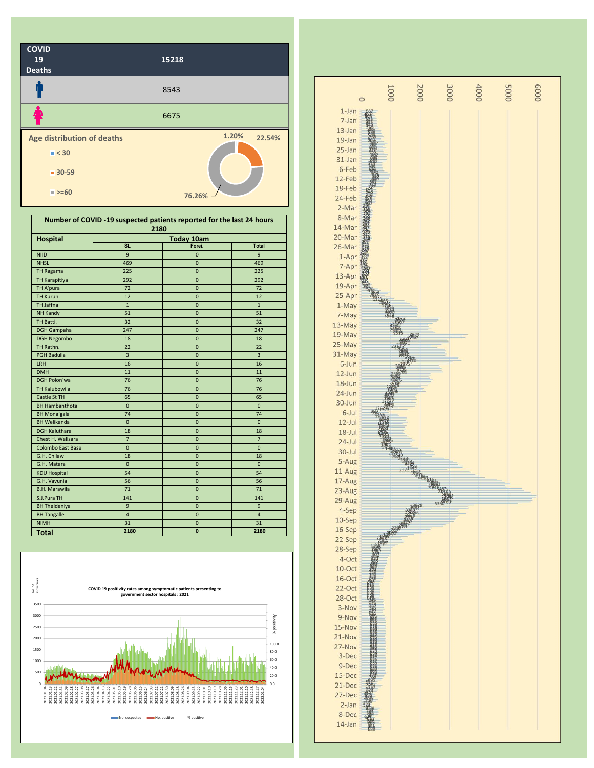| COVID 19 Deaths | 15218 |
|---|---|
| Male | 8543 |
| Female | 6675 |

## Age distribution of deaths

- < 30
- 30-59
- >=60

1.20%
22.54%
76.26%

| Number of COVID -19 suspected patients reported for the last 24 hours 2180 | | | |
|---|---|---|---|
| Hospital | Today 10am | | |
| | SL | Forei. | Total |
| NIID | 9 | 0 | 9 |
| NHSL | 469 | 0 | 469 |
| TH Ragama | 225 | 0 | 225 |
| TH Karapitiya | 292 | 0 | 292 |
| TH A'pura | 72 | 0 | 72 |
| TH Kurun. | 12 | 0 | 12 |
| TH Jaffna | 1 | 0 | 1 |
| NH Kandy | 51 | 0 | 51 |
| TH Batti. | 32 | 0 | 32 |
| DGH Gampaha | 247 | 0 | 247 |
| DGH Negombo | 18 | 0 | 18 |
| TH Rathn. | 22 | 0 | 22 |
| PGH Badulla | 3 | 0 | 3 |
| LRH | 16 | 0 | 16 |
| DMH | 11 | 0 | 11 |
| DGH Polon'wa | 76 | 0 | 76 |
| TH Kalubowila | 76 | 0 | 76 |
| Castle St TH | 65 | 0 | 65 |
| BH Hambanthota | 0 | 0 | 0 |
| BH Mona'gala | 74 | 0 | 74 |
| BH Welikanda | 0 | 0 | 0 |
| DGH Kaluthara | 18 | 0 | 18 |
| Chest H. Welisara | 7 | 0 | 7 |
| Colombo East Base | 0 | 0 | 0 |
| G.H. Chilaw | 18 | 0 | 18 |
| G.H. Matara | 0 | 0 | 0 |
| KDU Hospital | 54 | 0 | 54 |
| G.H. Vavunia | 56 | 0 | 56 |
| B.H. Marawila | 71 | 0 | 71 |
| S.J.Pura TH | 141 | 0 | 141 |
| BH Theldeniya | 9 | 0 | 9 |
| BH Tangalle | 4 | 0 | 4 |
| NIMH | 31 | 0 | 31 |
| **Total** | **2180** | **0** | **2180** |

COVID 19 positivity rates among symptomatic patients presenting to government sector hospitals : 2021

No. of individuals

% positivity

No. suspected
No. positive
% positive